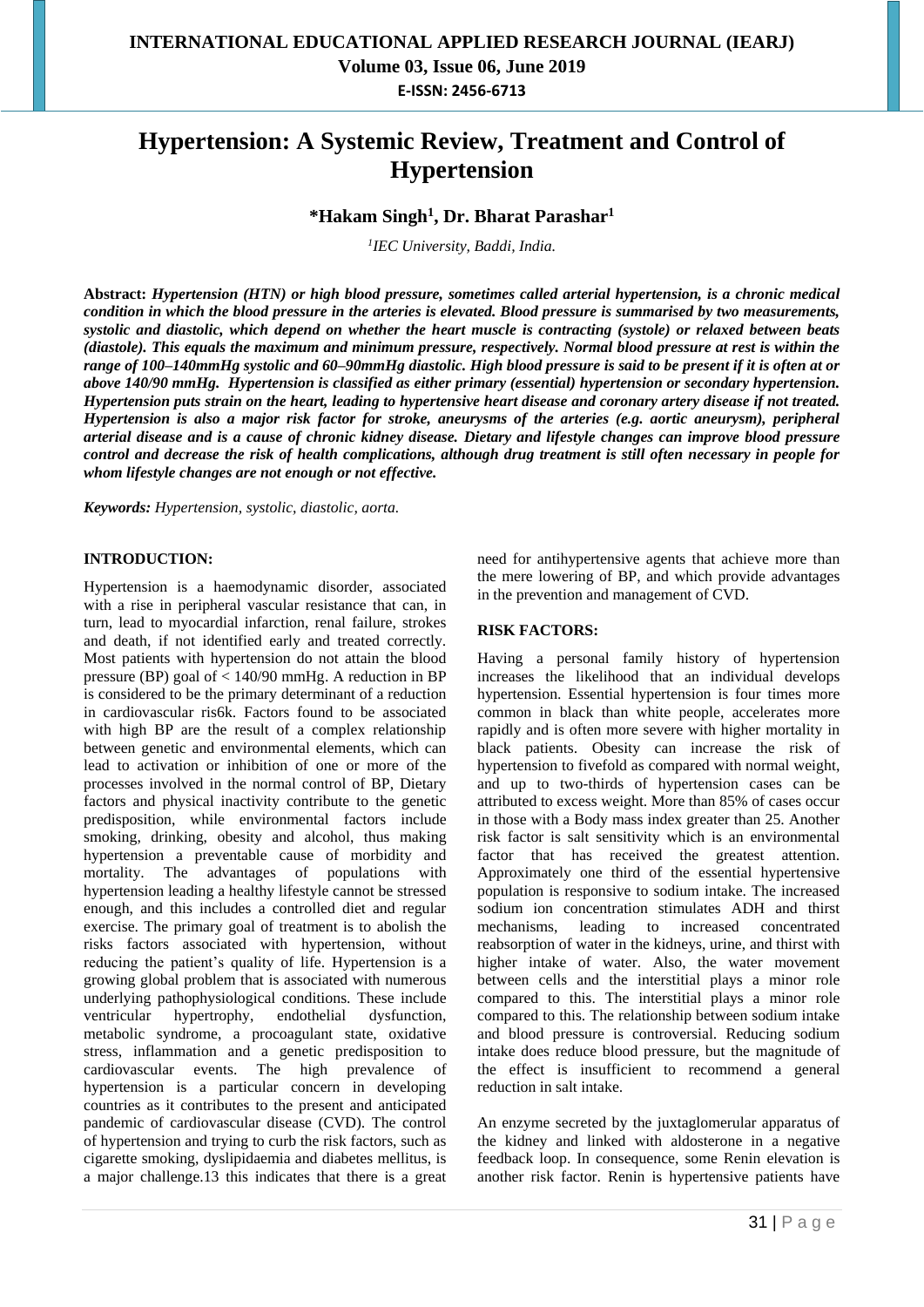# Hypertension: A Systemic Review, Treatment and Control of Hypertension

**\*Hakam Singh[1], Dr. Bharat Parashar[1]**

*[1]IEC University, Baddi, India.*

**Abstract:** ***Hypertension (HTN) or high blood pressure, sometimes called arterial hypertension, is a chronic medical condition in which the blood pressure in the arteries is elevated. Blood pressure is summarised by two measurements, systolic and diastolic, which depend on whether the heart muscle is contracting (systole) or relaxed between beats (diastole). This equals the maximum and minimum pressure, respectively. Normal blood pressure at rest is within the range of 100–140mmHg systolic and 60–90mmHg diastolic. High blood pressure is said to be present if it is often at or above 140/90 mmHg. Hypertension is classified as either primary (essential) hypertension or secondary hypertension. Hypertension puts strain on the heart, leading to hypertensive heart disease and coronary artery disease if not treated. Hypertension is also a major risk factor for stroke, aneurysms of the arteries (e.g. aortic aneurysm), peripheral arterial disease and is a cause of chronic kidney disease. Dietary and lifestyle changes can improve blood pressure control and decrease the risk of health complications, although drug treatment is still often necessary in people for whom lifestyle changes are not enough or not effective.***

***Keywords:*** *Hypertension, systolic, diastolic, aorta.*

## INTRODUCTION:

Hypertension is a haemodynamic disorder, associated with a rise in peripheral vascular resistance that can, in turn, lead to myocardial infarction, renal failure, strokes and death, if not identified early and treated correctly. Most patients with hypertension do not attain the blood pressure (BP) goal of < 140/90 mmHg. A reduction in BP is considered to be the primary determinant of a reduction in cardiovascular ris6k. Factors found to be associated with high BP are the result of a complex relationship between genetic and environmental elements, which can lead to activation or inhibition of one or more of the processes involved in the normal control of BP, Dietary factors and physical inactivity contribute to the genetic predisposition, while environmental factors include smoking, drinking, obesity and alcohol, thus making hypertension a preventable cause of morbidity and mortality. The advantages of populations with hypertension leading a healthy lifestyle cannot be stressed enough, and this includes a controlled diet and regular exercise. The primary goal of treatment is to abolish the risks factors associated with hypertension, without reducing the patient's quality of life. Hypertension is a growing global problem that is associated with numerous underlying pathophysiological conditions. These include ventricular hypertrophy, endothelial dysfunction, metabolic syndrome, a procoagulant state, oxidative stress, inflammation and a genetic predisposition to cardiovascular events. The high prevalence of hypertension is a particular concern in developing countries as it contributes to the present and anticipated pandemic of cardiovascular disease (CVD). The control of hypertension and trying to curb the risk factors, such as cigarette smoking, dyslipidaemia and diabetes mellitus, is a major challenge.13 this indicates that there is a great need for antihypertensive agents that achieve more than the mere lowering of BP, and which provide advantages in the prevention and management of CVD.

## RISK FACTORS:

Having a personal family history of hypertension increases the likelihood that an individual develops hypertension. Essential hypertension is four times more common in black than white people, accelerates more rapidly and is often more severe with higher mortality in black patients. Obesity can increase the risk of hypertension to fivefold as compared with normal weight, and up to two-thirds of hypertension cases can be attributed to excess weight. More than 85% of cases occur in those with a Body mass index greater than 25. Another risk factor is salt sensitivity which is an environmental factor that has received the greatest attention. Approximately one third of the essential hypertensive population is responsive to sodium intake. The increased sodium ion concentration stimulates ADH and thirst mechanisms, leading to increased concentrated reabsorption of water in the kidneys, urine, and thirst with higher intake of water. Also, the water movement between cells and the interstitial plays a minor role compared to this. The interstitial plays a minor role compared to this. The relationship between sodium intake and blood pressure is controversial. Reducing sodium intake does reduce blood pressure, but the magnitude of the effect is insufficient to recommend a general reduction in salt intake.

An enzyme secreted by the juxtaglomerular apparatus of the kidney and linked with aldosterone in a negative feedback loop. In consequence, some Renin elevation is another risk factor. Renin is hypertensive patients have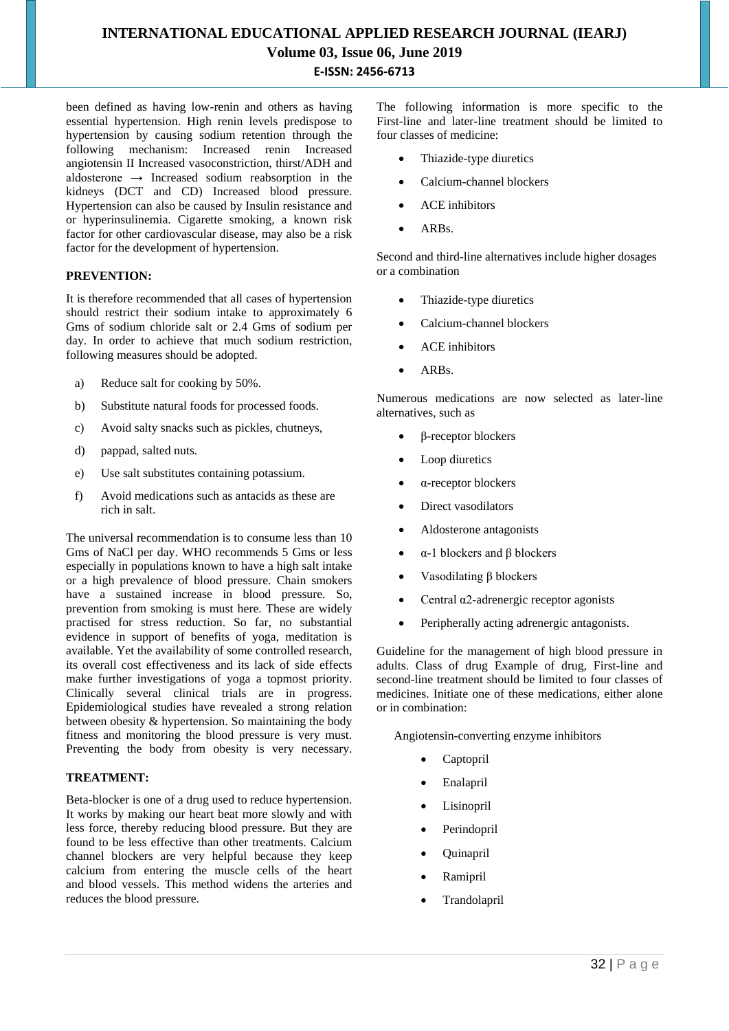been defined as having low-renin and others as having essential hypertension. High renin levels predispose to hypertension by causing sodium retention through the following mechanism: Increased renin Increased angiotensin II Increased vasoconstriction, thirst/ADH and aldosterone → Increased sodium reabsorption in the kidneys (DCT and CD) Increased blood pressure. Hypertension can also be caused by Insulin resistance and or hyperinsulinemia. Cigarette smoking, a known risk factor for other cardiovascular disease, may also be a risk factor for the development of hypertension.

**PREVENTION:**

It is therefore recommended that all cases of hypertension should restrict their sodium intake to approximately 6 Gms of sodium chloride salt or 2.4 Gms of sodium per day. In order to achieve that much sodium restriction, following measures should be adopted.

a) Reduce salt for cooking by 50%.
b) Substitute natural foods for processed foods.
c) Avoid salty snacks such as pickles, chutneys,
d) pappad, salted nuts.
e) Use salt substitutes containing potassium.
f) Avoid medications such as antacids as these are rich in salt.

The universal recommendation is to consume less than 10 Gms of NaCl per day. WHO recommends 5 Gms or less especially in populations known to have a high salt intake or a high prevalence of blood pressure. Chain smokers have a sustained increase in blood pressure. So, prevention from smoking is must here. These are widely practised for stress reduction. So far, no substantial evidence in support of benefits of yoga, meditation is available. Yet the availability of some controlled research, its overall cost effectiveness and its lack of side effects make further investigations of yoga a topmost priority. Clinically several clinical trials are in progress. Epidemiological studies have revealed a strong relation between obesity & hypertension. So maintaining the body fitness and monitoring the blood pressure is very must. Preventing the body from obesity is very necessary.

**TREATMENT:**

Beta-blocker is one of a drug used to reduce hypertension. It works by making our heart beat more slowly and with less force, thereby reducing blood pressure. But they are found to be less effective than other treatments. Calcium channel blockers are very helpful because they keep calcium from entering the muscle cells of the heart and blood vessels. This method widens the arteries and reduces the blood pressure.

The following information is more specific to the First-line and later-line treatment should be limited to four classes of medicine:

- Thiazide-type diuretics
- Calcium-channel blockers
- ACE inhibitors
- ARBs.

Second and third-line alternatives include higher dosages or a combination

- Thiazide-type diuretics
- Calcium-channel blockers
- ACE inhibitors
- ARBs.

Numerous medications are now selected as later-line alternatives, such as

- β-receptor blockers
- Loop diuretics
- α-receptor blockers
- Direct vasodilators
- Aldosterone antagonists
- α-1 blockers and β blockers
- Vasodilating β blockers
- Central α2-adrenergic receptor agonists
- Peripherally acting adrenergic antagonists.

Guideline for the management of high blood pressure in adults. Class of drug Example of drug, First-line and second-line treatment should be limited to four classes of medicines. Initiate one of these medications, either alone or in combination:

Angiotensin-converting enzyme inhibitors

- Captopril
- Enalapril
- Lisinopril
- Perindopril
- Quinapril
- Ramipril
- Trandolapril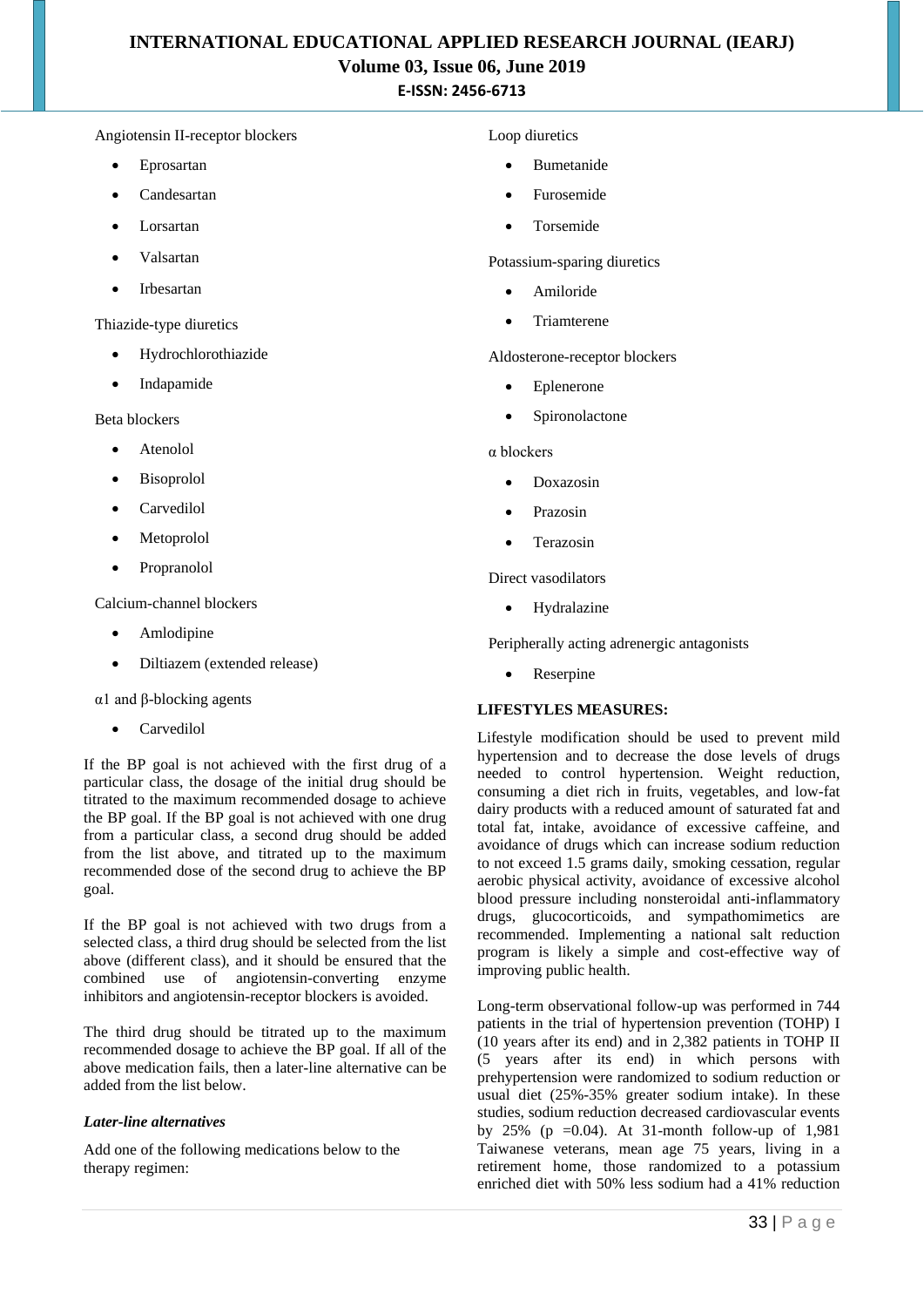Angiotensin II-receptor blockers

- Eprosartan
- Candesartan
- Lorsartan
- Valsartan
- Irbesartan

Thiazide-type diuretics

- Hydrochlorothiazide
- Indapamide

Beta blockers

- Atenolol
- Bisoprolol
- Carvedilol
- Metoprolol
- Propranolol

Calcium-channel blockers

- Amlodipine
- Diltiazem (extended release)

α1 and β-blocking agents

- Carvedilol

If the BP goal is not achieved with the first drug of a particular class, the dosage of the initial drug should be titrated to the maximum recommended dosage to achieve the BP goal. If the BP goal is not achieved with one drug from a particular class, a second drug should be added from the list above, and titrated up to the maximum recommended dose of the second drug to achieve the BP goal.

If the BP goal is not achieved with two drugs from a selected class, a third drug should be selected from the list above (different class), and it should be ensured that the combined use of angiotensin-converting enzyme inhibitors and angiotensin-receptor blockers is avoided.

The third drug should be titrated up to the maximum recommended dosage to achieve the BP goal. If all of the above medication fails, then a later-line alternative can be added from the list below.

***Later-line alternatives***

Add one of the following medications below to the therapy regimen:

Loop diuretics

- Bumetanide
- Furosemide
- Torsemide

Potassium-sparing diuretics

- Amiloride
- Triamterene

Aldosterone-receptor blockers

- Eplenerone
- Spironolactone

α blockers

- Doxazosin
- Prazosin
- Terazosin

Direct vasodilators

- Hydralazine

Peripherally acting adrenergic antagonists

- Reserpine

**LIFESTYLES MEASURES:**

Lifestyle modification should be used to prevent mild hypertension and to decrease the dose levels of drugs needed to control hypertension. Weight reduction, consuming a diet rich in fruits, vegetables, and low-fat dairy products with a reduced amount of saturated fat and total fat, intake, avoidance of excessive caffeine, and avoidance of drugs which can increase sodium reduction to not exceed 1.5 grams daily, smoking cessation, regular aerobic physical activity, avoidance of excessive alcohol blood pressure including nonsteroidal anti-inflammatory drugs, glucocorticoids, and sympathomimetics are recommended. Implementing a national salt reduction program is likely a simple and cost-effective way of improving public health.

Long-term observational follow-up was performed in 744 patients in the trial of hypertension prevention (TOHP) I (10 years after its end) and in 2,382 patients in TOHP II (5 years after its end) in which persons with prehypertension were randomized to sodium reduction or usual diet (25%-35% greater sodium intake). In these studies, sodium reduction decreased cardiovascular events by 25% ($p = 0.04$). At 31-month follow-up of 1,981 Taiwanese veterans, mean age 75 years, living in a retirement home, those randomized to a potassium enriched diet with 50% less sodium had a 41% reduction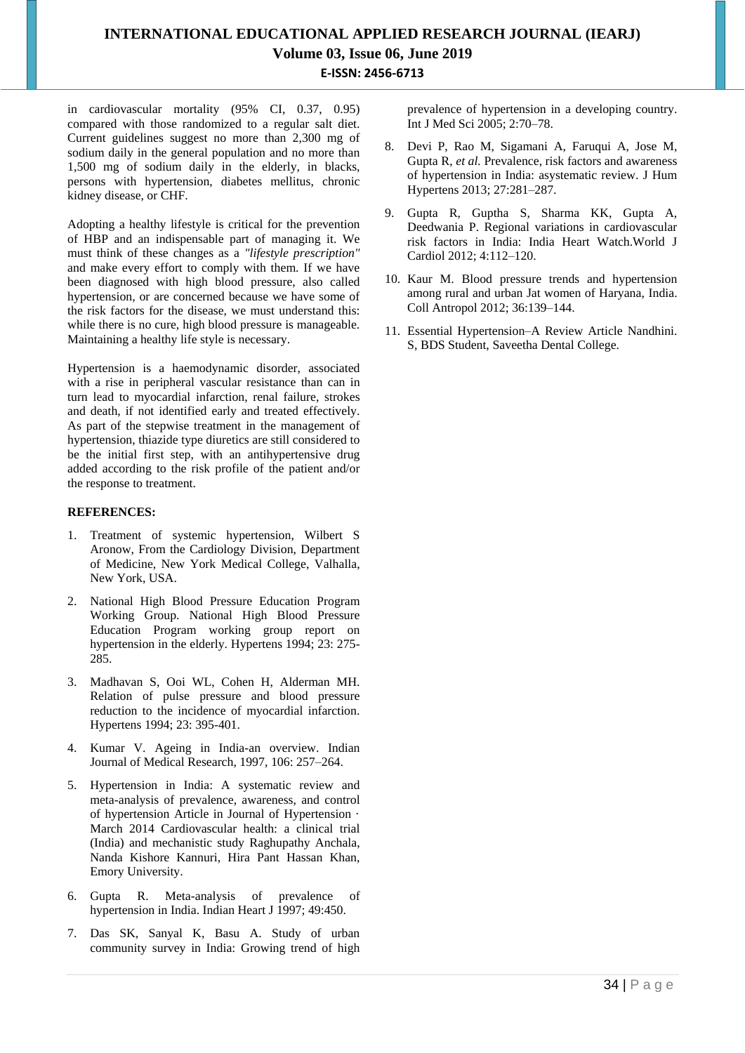in cardiovascular mortality (95% CI, 0.37, 0.95) compared with those randomized to a regular salt diet. Current guidelines suggest no more than 2,300 mg of sodium daily in the general population and no more than 1,500 mg of sodium daily in the elderly, in blacks, persons with hypertension, diabetes mellitus, chronic kidney disease, or CHF.

Adopting a healthy lifestyle is critical for the prevention of HBP and an indispensable part of managing it. We must think of these changes as a *"lifestyle prescription"* and make every effort to comply with them. If we have been diagnosed with high blood pressure, also called hypertension, or are concerned because we have some of the risk factors for the disease, we must understand this: while there is no cure, high blood pressure is manageable. Maintaining a healthy life style is necessary.

Hypertension is a haemodynamic disorder, associated with a rise in peripheral vascular resistance than can in turn lead to myocardial infarction, renal failure, strokes and death, if not identified early and treated effectively. As part of the stepwise treatment in the management of hypertension, thiazide type diuretics are still considered to be the initial first step, with an antihypertensive drug added according to the risk profile of the patient and/or the response to treatment.

**REFERENCES:**

1. Treatment of systemic hypertension, Wilbert S Aronow, From the Cardiology Division, Department of Medicine, New York Medical College, Valhalla, New York, USA.
2. National High Blood Pressure Education Program Working Group. National High Blood Pressure Education Program working group report on hypertension in the elderly. Hypertens 1994; 23: 275-285.
3. Madhavan S, Ooi WL, Cohen H, Alderman MH. Relation of pulse pressure and blood pressure reduction to the incidence of myocardial infarction. Hypertens 1994; 23: 395-401.
4. Kumar V. Ageing in India-an overview. Indian Journal of Medical Research, 1997, 106: 257–264.
5. Hypertension in India: A systematic review and meta-analysis of prevalence, awareness, and control of hypertension Article in Journal of Hypertension · March 2014 Cardiovascular health: a clinical trial (India) and mechanistic study Raghupathy Anchala, Nanda Kishore Kannuri, Hira Pant Hassan Khan, Emory University.
6. Gupta R. Meta-analysis of prevalence of hypertension in India. Indian Heart J 1997; 49:450.
7. Das SK, Sanyal K, Basu A. Study of urban community survey in India: Growing trend of high prevalence of hypertension in a developing country. Int J Med Sci 2005; 2:70–78.
8. Devi P, Rao M, Sigamani A, Faruqui A, Jose M, Gupta R, *et al.* Prevalence, risk factors and awareness of hypertension in India: asystematic review. J Hum Hypertens 2013; 27:281–287.
9. Gupta R, Guptha S, Sharma KK, Gupta A, Deedwania P. Regional variations in cardiovascular risk factors in India: India Heart Watch.World J Cardiol 2012; 4:112–120.
10. Kaur M. Blood pressure trends and hypertension among rural and urban Jat women of Haryana, India. Coll Antropol 2012; 36:139–144.
11. Essential Hypertension–A Review Article Nandhini. S, BDS Student, Saveetha Dental College.